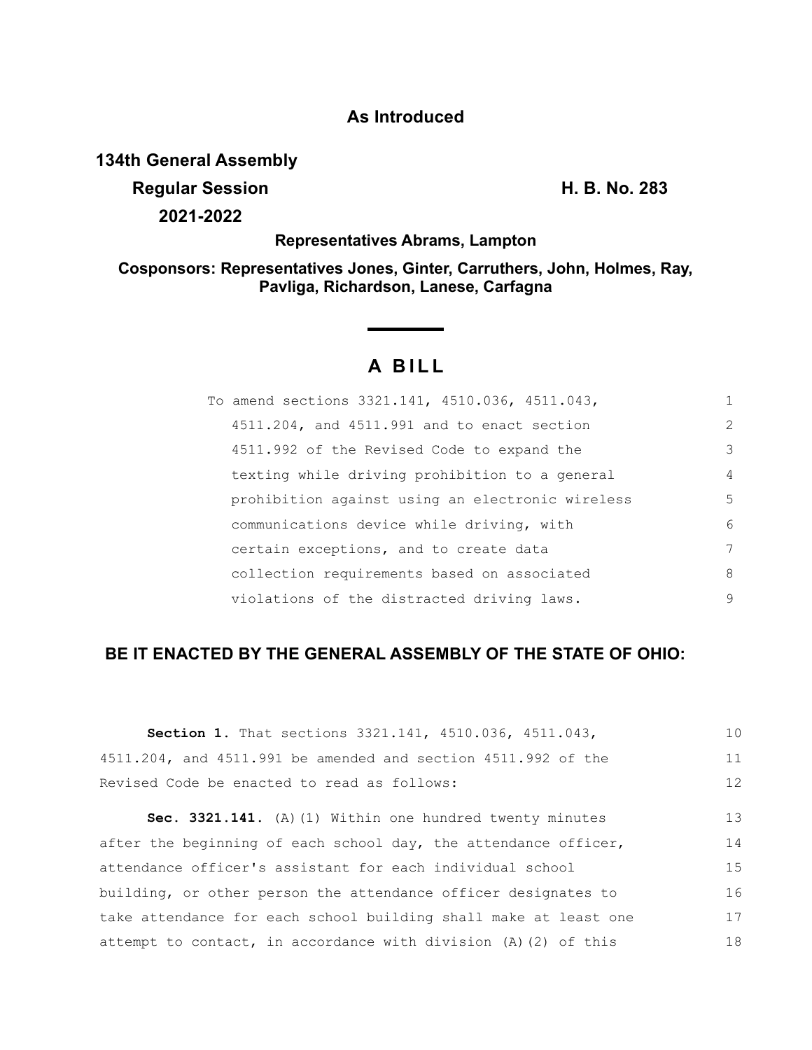**As Introduced**

**134th General Assembly**

**Regular Session** **H. B. No. 283**

**2021-2022**

**Representatives Abrams, Lampton**

**Cosponsors: Representatives Jones, Ginter, Carruthers, John, Holmes, Ray, Pavliga, Richardson, Lanese, Carfagna**

# A BILL

To amend sections 3321.141, 4510.036, 4511.043, 4511.204, and 4511.991 and to enact section 4511.992 of the Revised Code to expand the texting while driving prohibition to a general prohibition against using an electronic wireless communications device while driving, with certain exceptions, and to create data collection requirements based on associated violations of the distracted driving laws.

**BE IT ENACTED BY THE GENERAL ASSEMBLY OF THE STATE OF OHIO:**

**Section 1.** That sections 3321.141, 4510.036, 4511.043, 4511.204, and 4511.991 be amended and section 4511.992 of the Revised Code be enacted to read as follows:

**Sec. 3321.141.** (A)(1) Within one hundred twenty minutes after the beginning of each school day, the attendance officer, attendance officer's assistant for each individual school building, or other person the attendance officer designates to take attendance for each school building shall make at least one attempt to contact, in accordance with division (A)(2) of this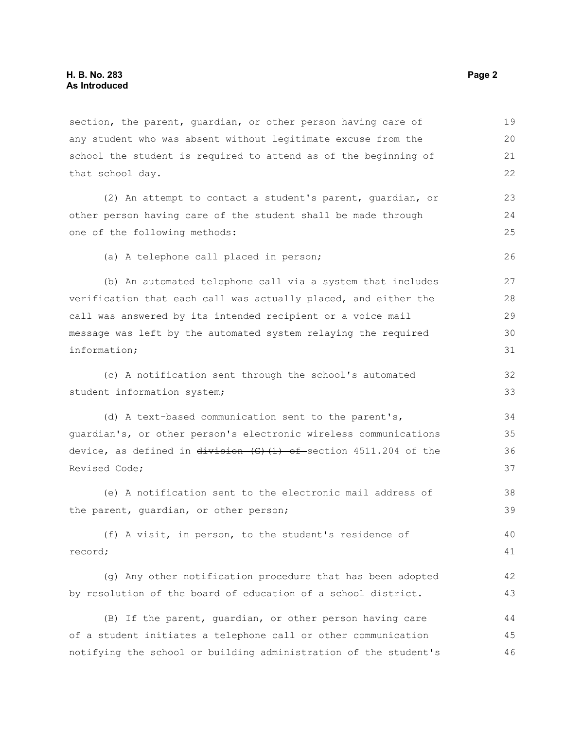section, the parent, guardian, or other person having care of any student who was absent without legitimate excuse from the school the student is required to attend as of the beginning of that school day.

(2) An attempt to contact a student's parent, guardian, or other person having care of the student shall be made through one of the following methods:

(a) A telephone call placed in person;

(b) An automated telephone call via a system that includes verification that each call was actually placed, and either the call was answered by its intended recipient or a voice mail message was left by the automated system relaying the required information;

(c) A notification sent through the school's automated student information system;

(d) A text-based communication sent to the parent's, guardian's, or other person's electronic wireless communications device, as defined in ~~division (G)(1) of~~ section 4511.204 of the Revised Code;

(e) A notification sent to the electronic mail address of the parent, guardian, or other person;

(f) A visit, in person, to the student's residence of record;

(g) Any other notification procedure that has been adopted by resolution of the board of education of a school district.

(B) If the parent, guardian, or other person having care of a student initiates a telephone call or other communication notifying the school or building administration of the student's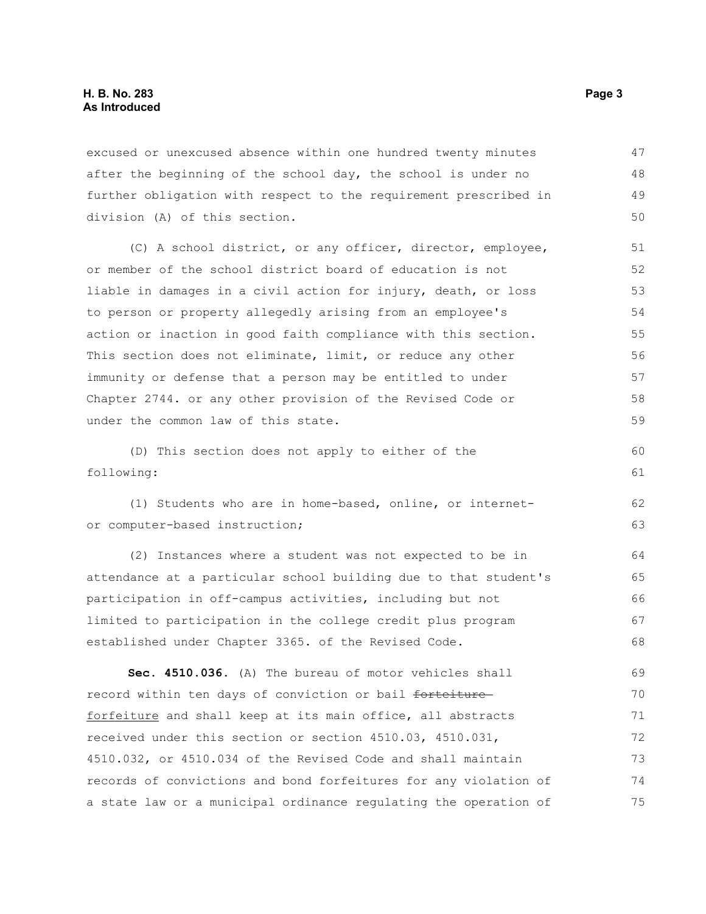excused or unexcused absence within one hundred twenty minutes after the beginning of the school day, the school is under no further obligation with respect to the requirement prescribed in division (A) of this section.

(C) A school district, or any officer, director, employee, or member of the school district board of education is not liable in damages in a civil action for injury, death, or loss to person or property allegedly arising from an employee's action or inaction in good faith compliance with this section. This section does not eliminate, limit, or reduce any other immunity or defense that a person may be entitled to under Chapter 2744. or any other provision of the Revised Code or under the common law of this state.

(D) This section does not apply to either of the following:

(1) Students who are in home-based, online, or internet- or computer-based instruction;

(2) Instances where a student was not expected to be in attendance at a particular school building due to that student's participation in off-campus activities, including but not limited to participation in the college credit plus program established under Chapter 3365. of the Revised Code.

**Sec. 4510.036.** (A) The bureau of motor vehicles shall record within ten days of conviction or bail ~~forteiture~~ forfeiture and shall keep at its main office, all abstracts received under this section or section 4510.03, 4510.031, 4510.032, or 4510.034 of the Revised Code and shall maintain records of convictions and bond forfeitures for any violation of a state law or a municipal ordinance regulating the operation of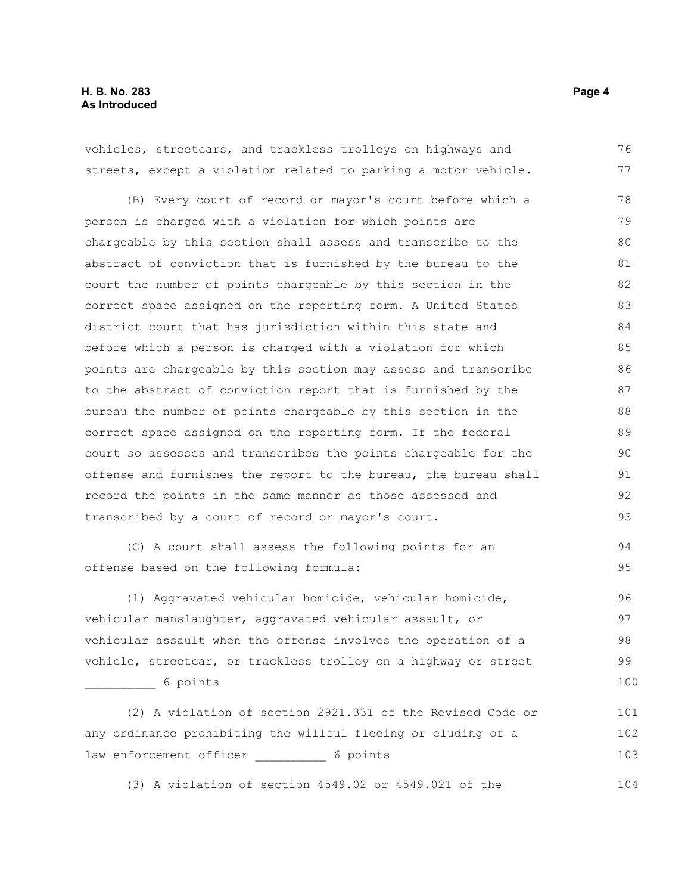vehicles, streetcars, and trackless trolleys on highways and streets, except a violation related to parking a motor vehicle.

(B) Every court of record or mayor's court before which a person is charged with a violation for which points are chargeable by this section shall assess and transcribe to the abstract of conviction that is furnished by the bureau to the court the number of points chargeable by this section in the correct space assigned on the reporting form. A United States district court that has jurisdiction within this state and before which a person is charged with a violation for which points are chargeable by this section may assess and transcribe to the abstract of conviction report that is furnished by the bureau the number of points chargeable by this section in the correct space assigned on the reporting form. If the federal court so assesses and transcribes the points chargeable for the offense and furnishes the report to the bureau, the bureau shall record the points in the same manner as those assessed and transcribed by a court of record or mayor's court.

(C) A court shall assess the following points for an offense based on the following formula:

(1) Aggravated vehicular homicide, vehicular homicide, vehicular manslaughter, aggravated vehicular assault, or vehicular assault when the offense involves the operation of a vehicle, streetcar, or trackless trolley on a highway or street __________ 6 points

(2) A violation of section 2921.331 of the Revised Code or any ordinance prohibiting the willful fleeing or eluding of a law enforcement officer __________ 6 points

(3) A violation of section 4549.02 or 4549.021 of the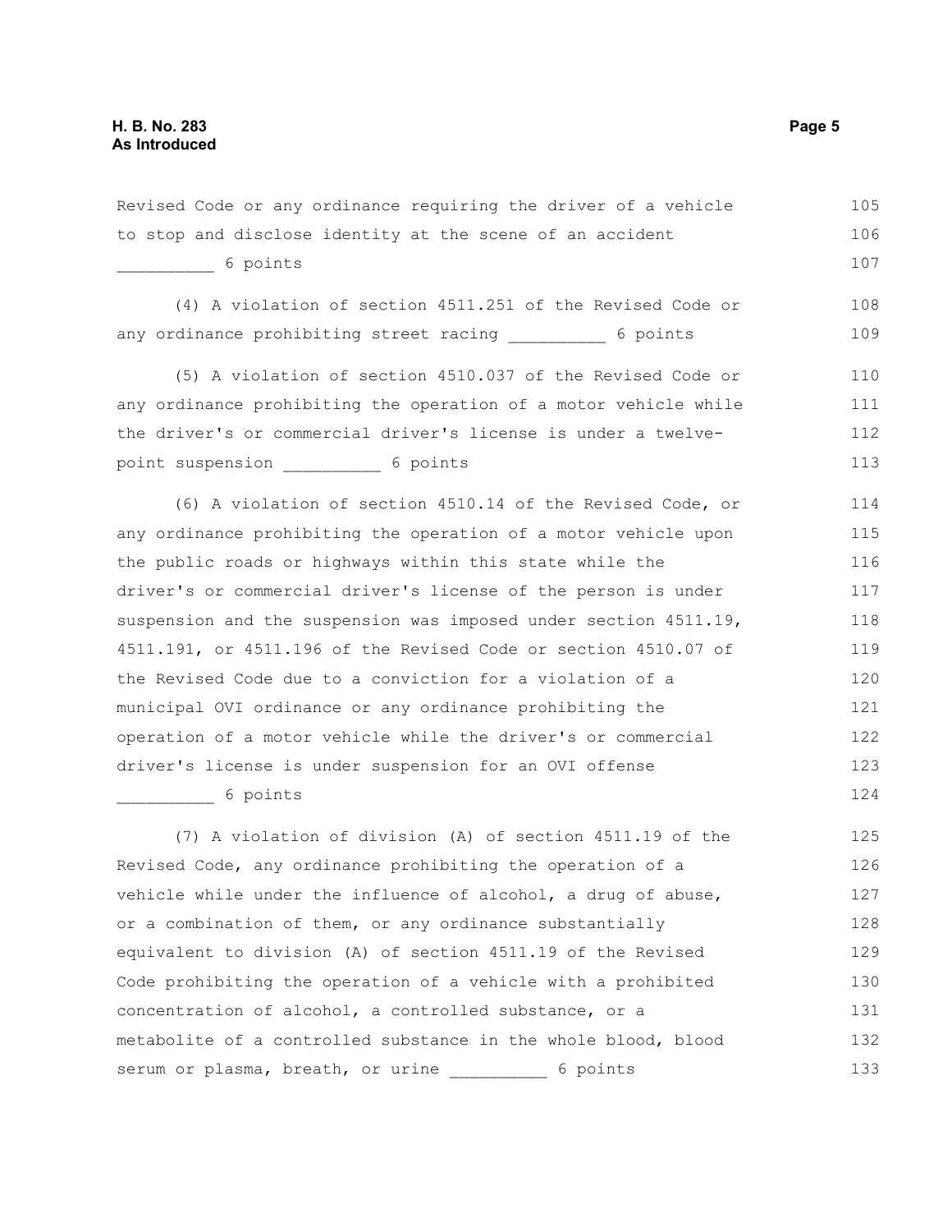Revised Code or any ordinance requiring the driver of a vehicle to stop and disclose identity at the scene of an accident __________ 6 points

(4) A violation of section 4511.251 of the Revised Code or any ordinance prohibiting street racing __________ 6 points

(5) A violation of section 4510.037 of the Revised Code or any ordinance prohibiting the operation of a motor vehicle while the driver's or commercial driver's license is under a twelve-point suspension __________ 6 points

(6) A violation of section 4510.14 of the Revised Code, or any ordinance prohibiting the operation of a motor vehicle upon the public roads or highways within this state while the driver's or commercial driver's license of the person is under suspension and the suspension was imposed under section 4511.19, 4511.191, or 4511.196 of the Revised Code or section 4510.07 of the Revised Code due to a conviction for a violation of a municipal OVI ordinance or any ordinance prohibiting the operation of a motor vehicle while the driver's or commercial driver's license is under suspension for an OVI offense __________ 6 points

(7) A violation of division (A) of section 4511.19 of the Revised Code, any ordinance prohibiting the operation of a vehicle while under the influence of alcohol, a drug of abuse, or a combination of them, or any ordinance substantially equivalent to division (A) of section 4511.19 of the Revised Code prohibiting the operation of a vehicle with a prohibited concentration of alcohol, a controlled substance, or a metabolite of a controlled substance in the whole blood, blood serum or plasma, breath, or urine __________ 6 points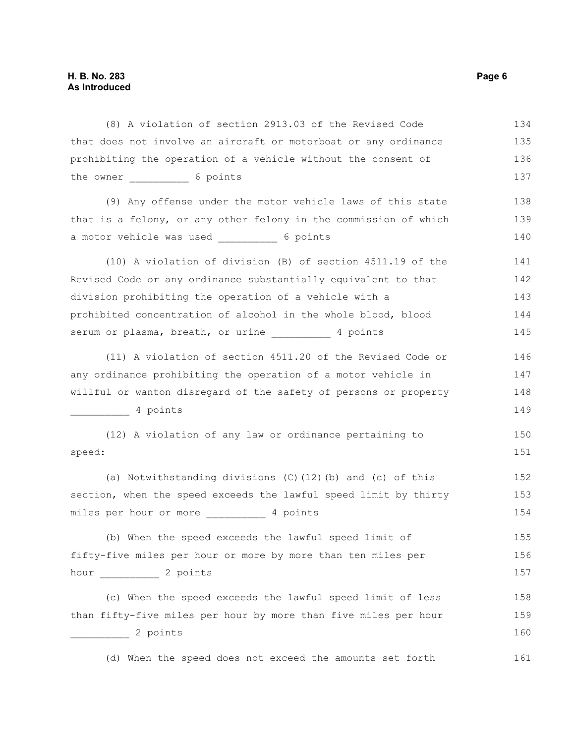(8) A violation of section 2913.03 of the Revised Code that does not involve an aircraft or motorboat or any ordinance prohibiting the operation of a vehicle without the consent of the owner __________ 6 points

(9) Any offense under the motor vehicle laws of this state that is a felony, or any other felony in the commission of which a motor vehicle was used __________ 6 points

(10) A violation of division (B) of section 4511.19 of the Revised Code or any ordinance substantially equivalent to that division prohibiting the operation of a vehicle with a prohibited concentration of alcohol in the whole blood, blood serum or plasma, breath, or urine __________ 4 points

(11) A violation of section 4511.20 of the Revised Code or any ordinance prohibiting the operation of a motor vehicle in willful or wanton disregard of the safety of persons or property __________ 4 points

(12) A violation of any law or ordinance pertaining to speed:

(a) Notwithstanding divisions (C)(12)(b) and (c) of this section, when the speed exceeds the lawful speed limit by thirty miles per hour or more __________ 4 points

(b) When the speed exceeds the lawful speed limit of fifty-five miles per hour or more by more than ten miles per hour __________ 2 points

(c) When the speed exceeds the lawful speed limit of less than fifty-five miles per hour by more than five miles per hour __________ 2 points

(d) When the speed does not exceed the amounts set forth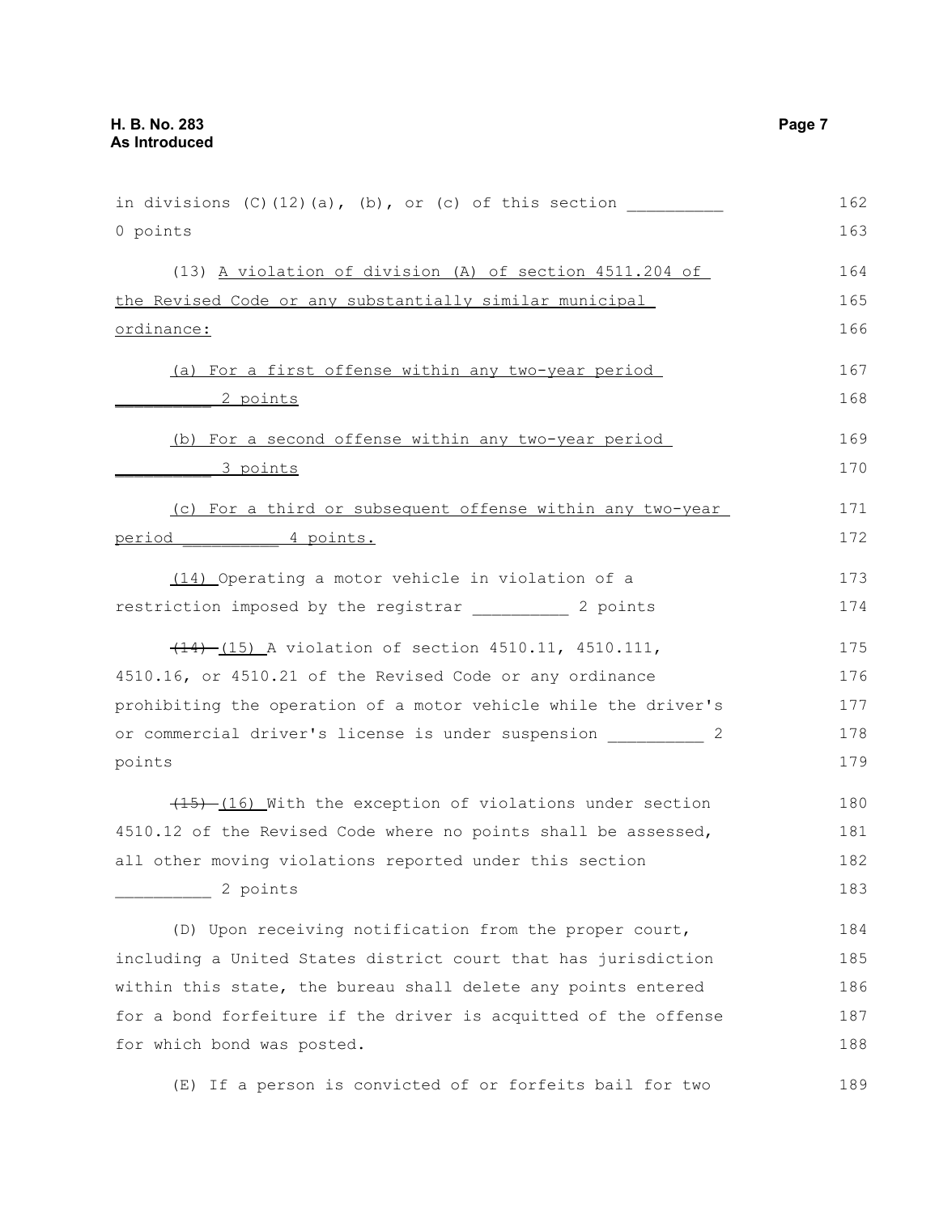in divisions (C)(12)(a), (b), or (c) of this section __________ 0 points

(13) A violation of division (A) of section 4511.204 of the Revised Code or any substantially similar municipal ordinance:

(a) For a first offense within any two-year period __________ 2 points

(b) For a second offense within any two-year period __________ 3 points

(c) For a third or subsequent offense within any two-year period __________ 4 points.

(14) Operating a motor vehicle in violation of a restriction imposed by the registrar __________ 2 points

~~(14)~~ (15) A violation of section 4510.11, 4510.111, 4510.16, or 4510.21 of the Revised Code or any ordinance prohibiting the operation of a motor vehicle while the driver's or commercial driver's license is under suspension __________ 2 points

~~(15)~~ (16) With the exception of violations under section 4510.12 of the Revised Code where no points shall be assessed, all other moving violations reported under this section __________ 2 points

(D) Upon receiving notification from the proper court, including a United States district court that has jurisdiction within this state, the bureau shall delete any points entered for a bond forfeiture if the driver is acquitted of the offense for which bond was posted.

(E) If a person is convicted of or forfeits bail for two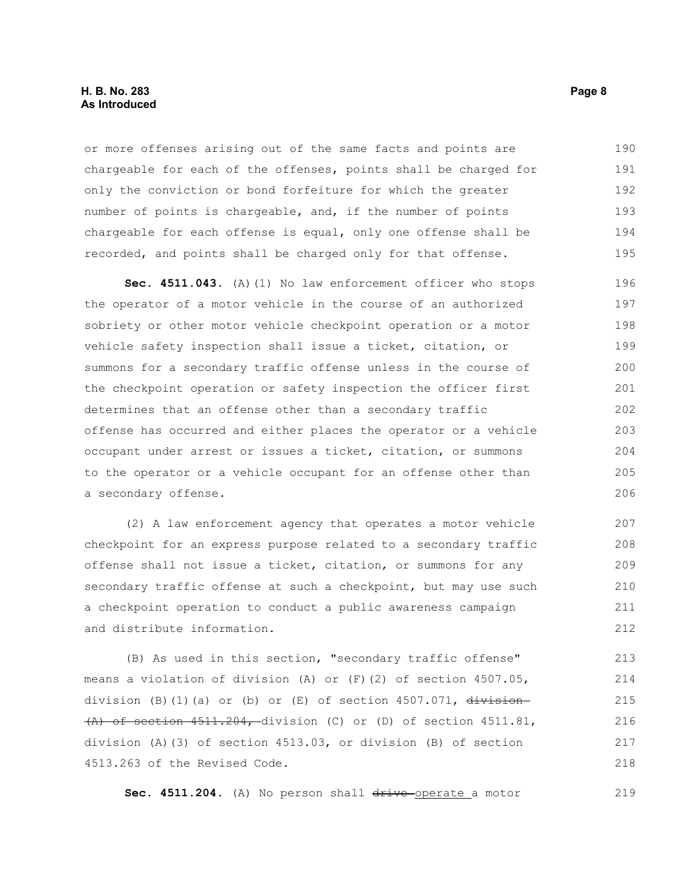or more offenses arising out of the same facts and points are chargeable for each of the offenses, points shall be charged for only the conviction or bond forfeiture for which the greater number of points is chargeable, and, if the number of points chargeable for each offense is equal, only one offense shall be recorded, and points shall be charged only for that offense.

**Sec. 4511.043.** (A)(1) No law enforcement officer who stops the operator of a motor vehicle in the course of an authorized sobriety or other motor vehicle checkpoint operation or a motor vehicle safety inspection shall issue a ticket, citation, or summons for a secondary traffic offense unless in the course of the checkpoint operation or safety inspection the officer first determines that an offense other than a secondary traffic offense has occurred and either places the operator or a vehicle occupant under arrest or issues a ticket, citation, or summons to the operator or a vehicle occupant for an offense other than a secondary offense.

(2) A law enforcement agency that operates a motor vehicle checkpoint for an express purpose related to a secondary traffic offense shall not issue a ticket, citation, or summons for any secondary traffic offense at such a checkpoint, but may use such a checkpoint operation to conduct a public awareness campaign and distribute information.

(B) As used in this section, "secondary traffic offense" means a violation of division (A) or (F)(2) of section 4507.05, division (B)(1)(a) or (b) or (E) of section 4507.071, ~~division (A) of section 4511.204,~~ division (C) or (D) of section 4511.81, division (A)(3) of section 4513.03, or division (B) of section 4513.263 of the Revised Code.

**Sec. 4511.204.** (A) No person shall ~~drive~~ operate a motor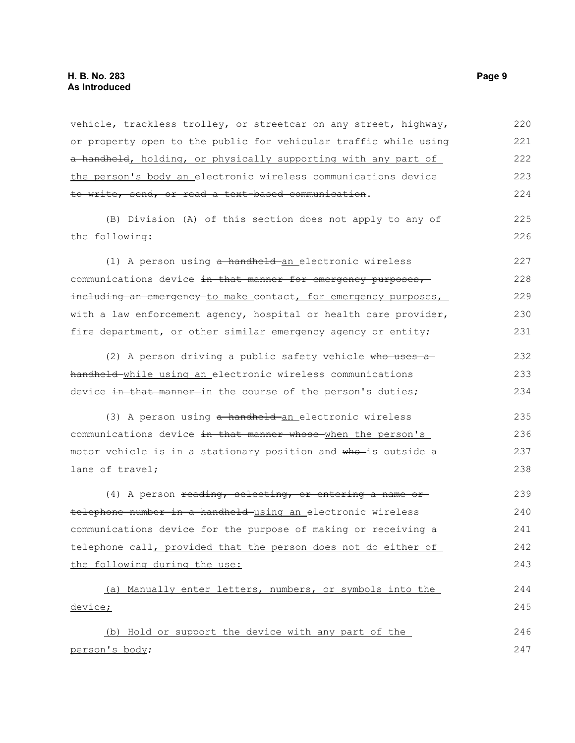vehicle, trackless trolley, or streetcar on any street, highway, or property open to the public for vehicular traffic while using ~~a handheld~~<u>, holding, or physically supporting with any part of the person's body an</u> electronic wireless communications device ~~to write, send, or read a text-based communication~~.

(B) Division (A) of this section does not apply to any of the following:

(1) A person using ~~a handheld~~ <u>an</u> electronic wireless communications device ~~in that manner for emergency purposes, including an emergency~~ <u>to make</u> contact<u>, for emergency purposes,</u> with a law enforcement agency, hospital or health care provider, fire department, or other similar emergency agency or entity;

(2) A person driving a public safety vehicle ~~who uses a handheld~~ <u>while using an</u> electronic wireless communications device ~~in that manner~~ in the course of the person's duties;

(3) A person using ~~a handheld~~ <u>an</u> electronic wireless communications device ~~in that manner whose~~ <u>when the person's</u> motor vehicle is in a stationary position and ~~who~~ is outside a lane of travel;

(4) A person ~~reading, selecting, or entering a name or telephone number in a handheld~~ <u>using an</u> electronic wireless communications device for the purpose of making or receiving a telephone call<u>, provided that the person does not do either of the following during the use:</u>

<u>(a) Manually enter letters, numbers, or symbols into the device;</u>

<u>(b) Hold or support the device with any part of the person's body</u>;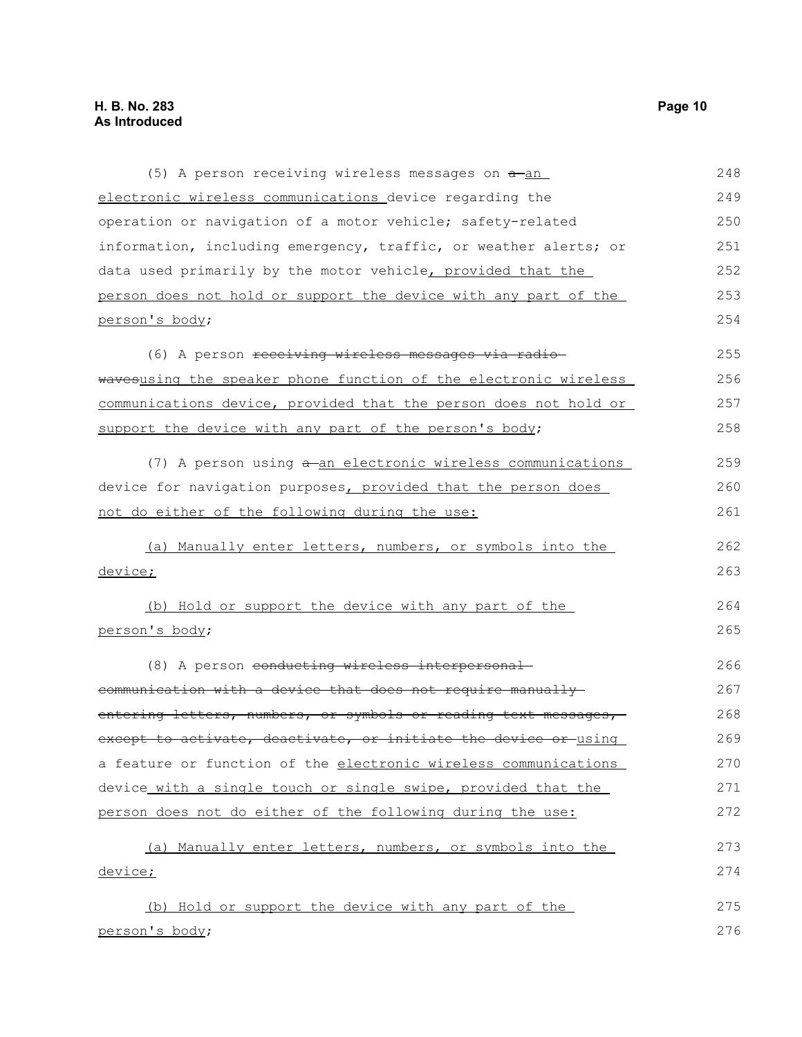(5) A person receiving wireless messages on ~~a~~ an electronic wireless communications device regarding the operation or navigation of a motor vehicle; safety-related information, including emergency, traffic, or weather alerts; or data used primarily by the motor vehicle, provided that the person does not hold or support the device with any part of the person's body;

(6) A person ~~receiving wireless messages via radio waves~~using the speaker phone function of the electronic wireless communications device, provided that the person does not hold or support the device with any part of the person's body;

(7) A person using ~~a~~ an electronic wireless communications device for navigation purposes, provided that the person does not do either of the following during the use:

(a) Manually enter letters, numbers, or symbols into the device;

(b) Hold or support the device with any part of the person's body;

(8) A person ~~conducting wireless interpersonal communication with a device that does not require manually entering letters, numbers, or symbols or reading text messages, except to activate, deactivate, or initiate the device or~~ using a feature or function of the electronic wireless communications device with a single touch or single swipe, provided that the person does not do either of the following during the use:

(a) Manually enter letters, numbers, or symbols into the device;

(b) Hold or support the device with any part of the person's body;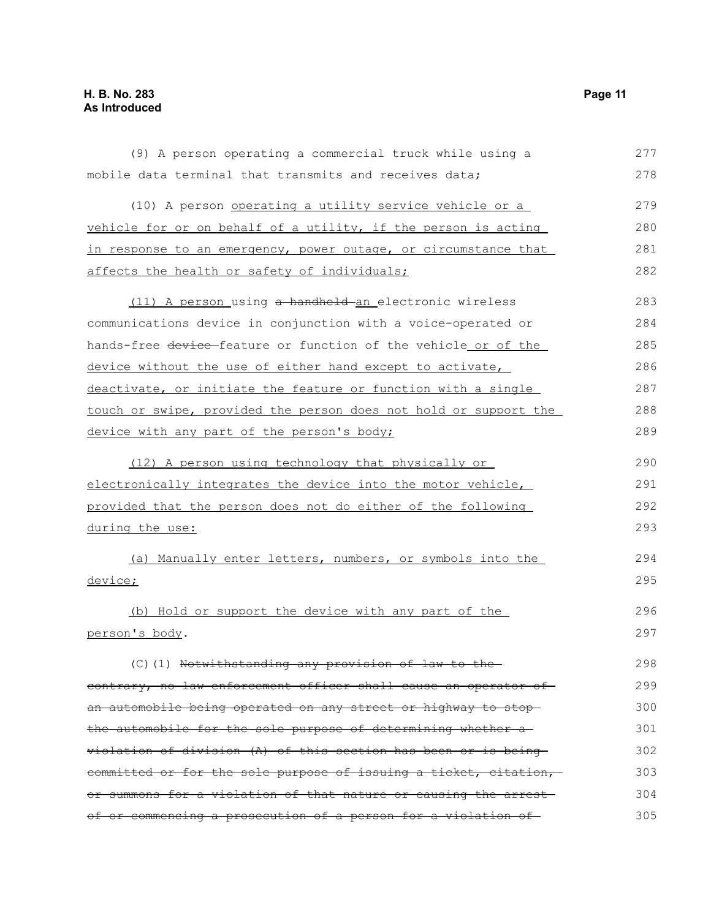(9) A person operating a commercial truck while using a mobile data terminal that transmits and receives data;

(10) A person <u>operating a utility service vehicle or a vehicle for or on behalf of a utility, if the person is acting in response to an emergency, power outage, or circumstance that affects the health or safety of individuals;</u>

<u>(11) A person</u> using ~~a handheld~~ <u>an</u> electronic wireless communications device in conjunction with a voice-operated or hands-free ~~device~~ feature or function of the vehicle <u>or of the device without the use of either hand except to activate, deactivate, or initiate the feature or function with a single touch or swipe, provided the person does not hold or support the device with any part of the person's body;</u>

<u>(12) A person using technology that physically or electronically integrates the device into the motor vehicle, provided that the person does not do either of the following during the use:</u>

<u>(a) Manually enter letters, numbers, or symbols into the device;</u>

<u>(b) Hold or support the device with any part of the person's body</u>.

(C)(1) ~~Notwithstanding any provision of law to the contrary, no law enforcement officer shall cause an operator of an automobile being operated on any street or highway to stop the automobile for the sole purpose of determining whether a violation of division (A) of this section has been or is being committed or for the sole purpose of issuing a ticket, citation, or summons for a violation of that nature or causing the arrest of or commencing a prosecution of a person for a violation of~~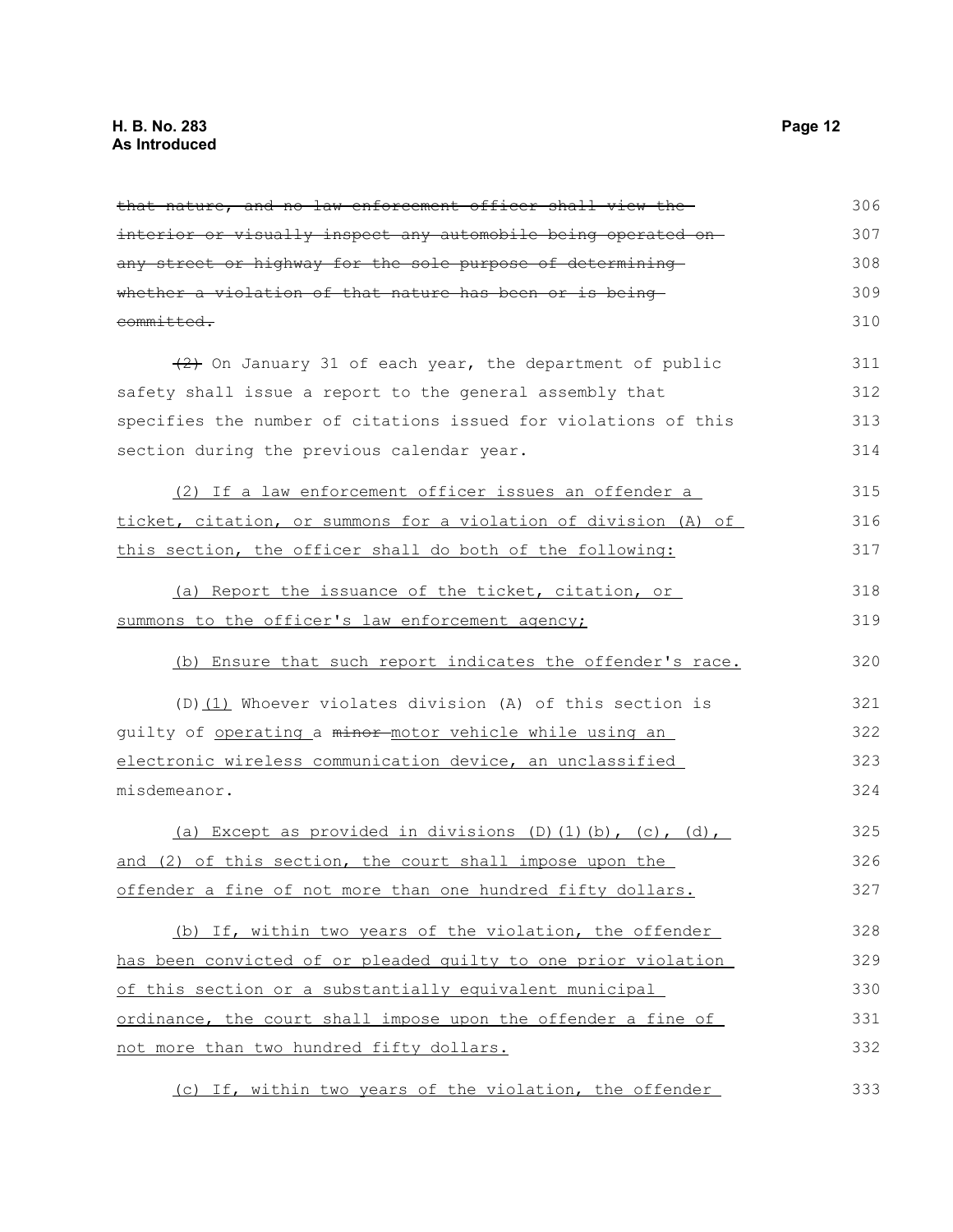~~that nature, and no law enforcement officer shall view the interior or visually inspect any automobile being operated on any street or highway for the sole purpose of determining whether a violation of that nature has been or is being committed.~~

~~(2)~~ On January 31 of each year, the department of public safety shall issue a report to the general assembly that specifies the number of citations issued for violations of this section during the previous calendar year.

<u>(2) If a law enforcement officer issues an offender a ticket, citation, or summons for a violation of division (A) of this section, the officer shall do both of the following:</u>

<u>(a) Report the issuance of the ticket, citation, or summons to the officer's law enforcement agency;</u>

<u>(b) Ensure that such report indicates the offender's race.</u>

(D)<u>(1)</u> Whoever violates division (A) of this section is guilty of <u>operating</u> a ~~minor~~ motor vehicle <u>while using an electronic wireless communication device</u>, an unclassified misdemeanor.

<u>(a) Except as provided in divisions (D)(1)(b), (c), (d), and (2) of this section, the court shall impose upon the offender a fine of not more than one hundred fifty dollars.</u>

<u>(b) If, within two years of the violation, the offender has been convicted of or pleaded guilty to one prior violation of this section or a substantially equivalent municipal ordinance, the court shall impose upon the offender a fine of not more than two hundred fifty dollars.</u>

<u>(c) If, within two years of the violation, the offender</u>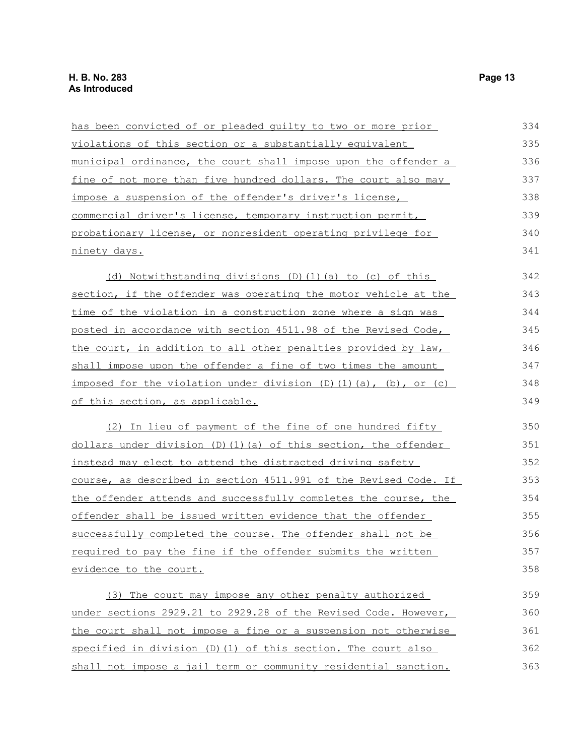has been convicted of or pleaded guilty to two or more prior violations of this section or a substantially equivalent municipal ordinance, the court shall impose upon the offender a fine of not more than five hundred dollars. The court also may impose a suspension of the offender's driver's license, commercial driver's license, temporary instruction permit, probationary license, or nonresident operating privilege for ninety days.

(d) Notwithstanding divisions (D)(1)(a) to (c) of this section, if the offender was operating the motor vehicle at the time of the violation in a construction zone where a sign was posted in accordance with section 4511.98 of the Revised Code, the court, in addition to all other penalties provided by law, shall impose upon the offender a fine of two times the amount imposed for the violation under division (D)(1)(a), (b), or (c) of this section, as applicable.

(2) In lieu of payment of the fine of one hundred fifty dollars under division (D)(1)(a) of this section, the offender instead may elect to attend the distracted driving safety course, as described in section 4511.991 of the Revised Code. If the offender attends and successfully completes the course, the offender shall be issued written evidence that the offender successfully completed the course. The offender shall not be required to pay the fine if the offender submits the written evidence to the court.

(3) The court may impose any other penalty authorized under sections 2929.21 to 2929.28 of the Revised Code. However, the court shall not impose a fine or a suspension not otherwise specified in division (D)(1) of this section. The court also shall not impose a jail term or community residential sanction.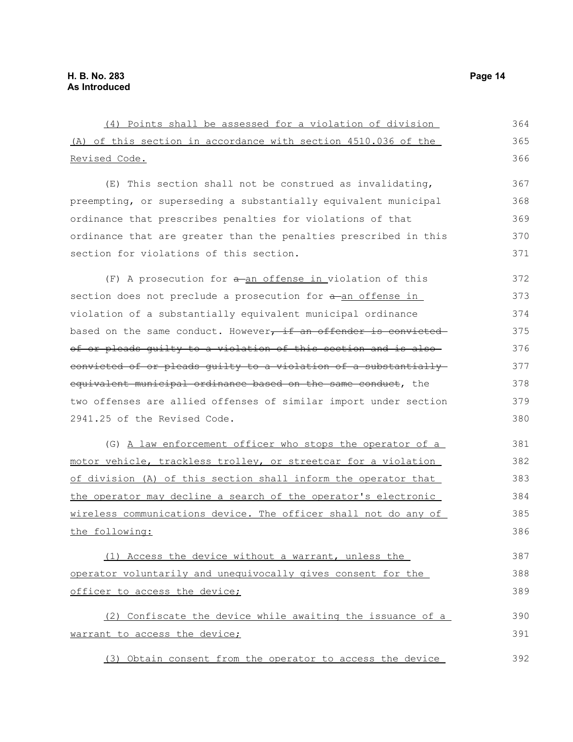(4) Points shall be assessed for a violation of division (A) of this section in accordance with section 4510.036 of the Revised Code.

(E) This section shall not be construed as invalidating, preempting, or superseding a substantially equivalent municipal ordinance that prescribes penalties for violations of that ordinance that are greater than the penalties prescribed in this section for violations of this section.

(F) A prosecution for ~~a~~ an offense in violation of this section does not preclude a prosecution for ~~a~~ an offense in violation of a substantially equivalent municipal ordinance based on the same conduct. However~~, if an offender is convicted of or pleads guilty to a violation of this section and is also convicted of or pleads guilty to a violation of a substantially equivalent municipal ordinance based on the same conduct~~, the two offenses are allied offenses of similar import under section 2941.25 of the Revised Code.

(G) A law enforcement officer who stops the operator of a motor vehicle, trackless trolley, or streetcar for a violation of division (A) of this section shall inform the operator that the operator may decline a search of the operator's electronic wireless communications device. The officer shall not do any of the following:

(1) Access the device without a warrant, unless the operator voluntarily and unequivocally gives consent for the officer to access the device;

(2) Confiscate the device while awaiting the issuance of a warrant to access the device;

(3) Obtain consent from the operator to access the device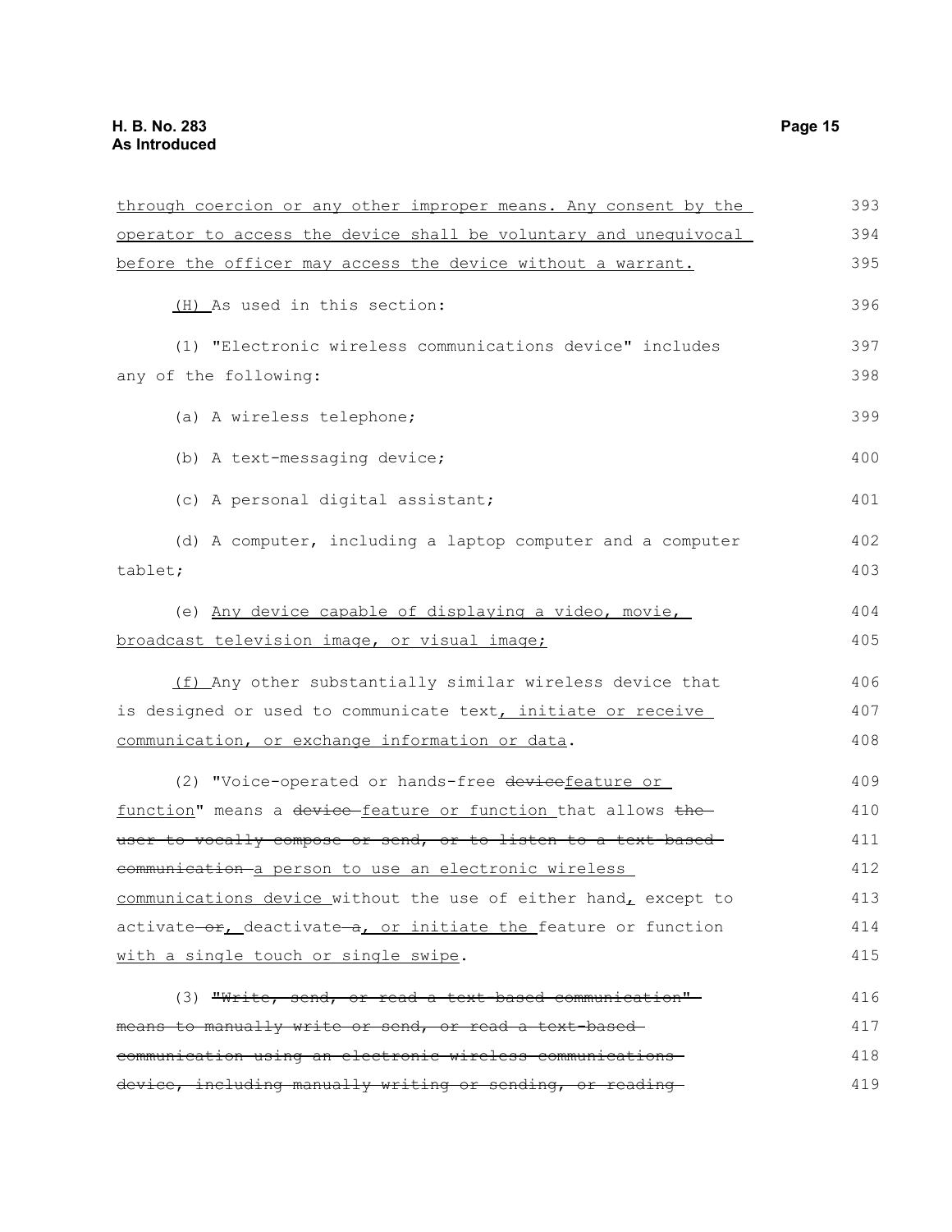through coercion or any other improper means. Any consent by the operator to access the device shall be voluntary and unequivocal before the officer may access the device without a warrant.

(H) As used in this section:

(1) "Electronic wireless communications device" includes any of the following:

(a) A wireless telephone;

(b) A text-messaging device;

(c) A personal digital assistant;

(d) A computer, including a laptop computer and a computer tablet;

(e) Any device capable of displaying a video, movie, broadcast television image, or visual image;

(f) Any other substantially similar wireless device that is designed or used to communicate text, initiate or receive communication, or exchange information or data.

(2) "Voice-operated or hands-free ~~device~~feature or function" means a ~~device~~ feature or function that allows ~~the user to vocally compose or send, or to listen to a text-based communication~~ a person to use an electronic wireless communications device without the use of either hand, except to activate ~~or~~, deactivate ~~a~~, or initiate the feature or function with a single touch or single swipe.

(3) ~~"Write, send, or read a text-based communication" means to manually write or send, or read a text-based communication using an electronic wireless communications device, including manually writing or sending, or reading~~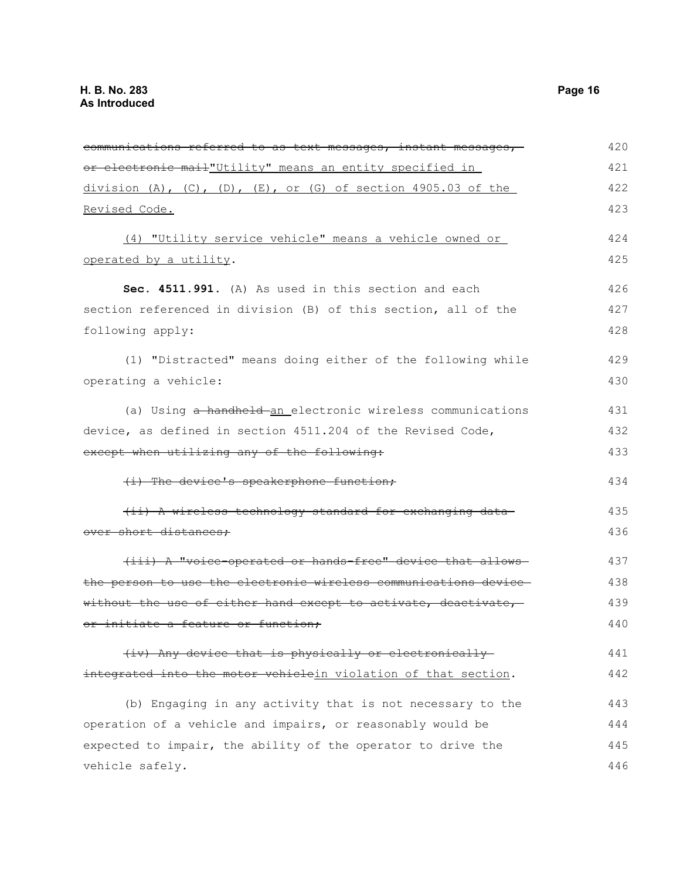~~communications referred to as text messages, instant messages, or electronic mail~~"Utility" means an entity specified in division (A), (C), (D), (E), or (G) of section 4905.03 of the Revised Code.

(4) "Utility service vehicle" means a vehicle owned or operated by a utility.

**Sec. 4511.991.** (A) As used in this section and each section referenced in division (B) of this section, all of the following apply:

(1) "Distracted" means doing either of the following while operating a vehicle:

(a) Using ~~a handheld~~ an electronic wireless communications device, as defined in section 4511.204 of the Revised Code, ~~except when utilizing any of the following:~~

~~(i) The device's speakerphone function;~~

~~(ii) A wireless technology standard for exchanging data over short distances;~~

~~(iii) A "voice-operated or hands-free" device that allows the person to use the electronic wireless communications device without the use of either hand except to activate, deactivate, or initiate a feature or function;~~

~~(iv) Any device that is physically or electronically integrated into the motor vehicle~~in violation of that section.

(b) Engaging in any activity that is not necessary to the operation of a vehicle and impairs, or reasonably would be expected to impair, the ability of the operator to drive the vehicle safely.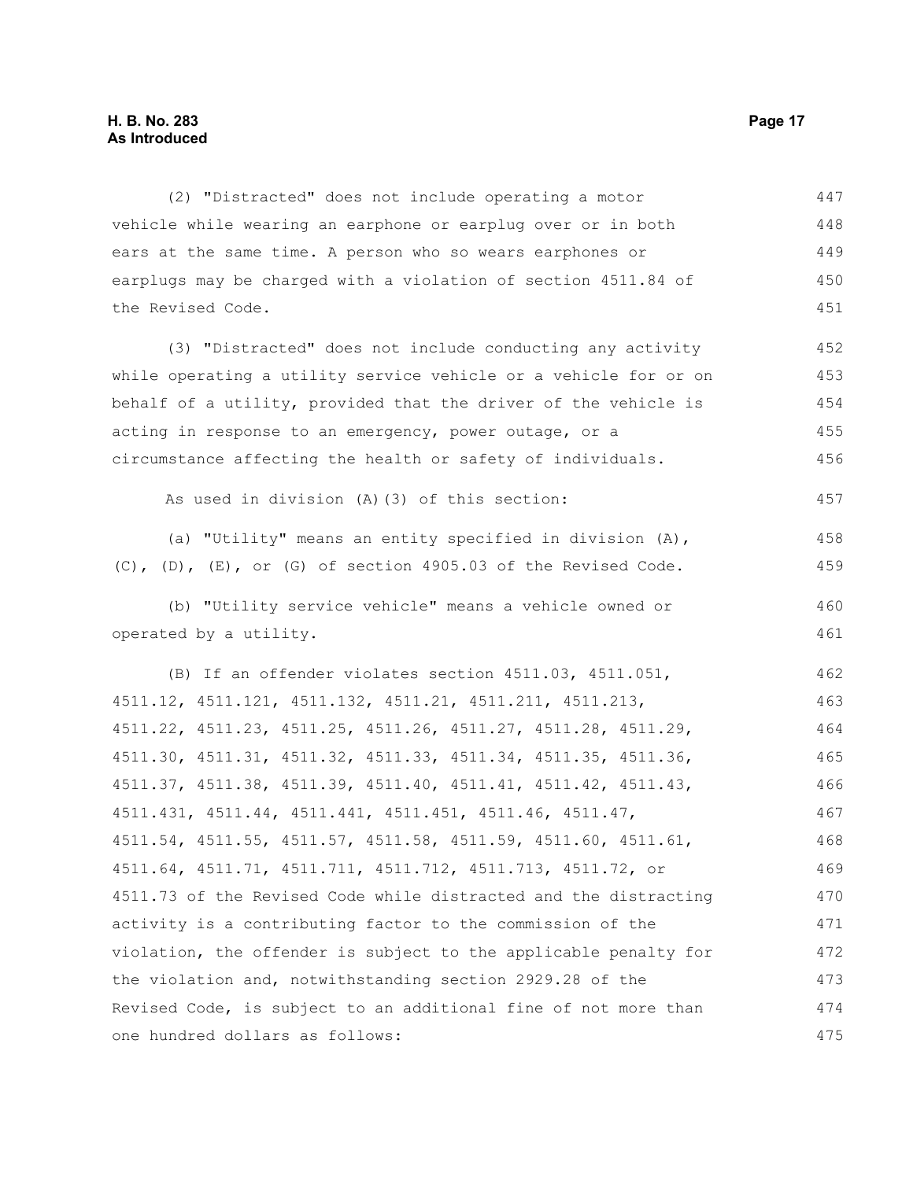(2) "Distracted" does not include operating a motor vehicle while wearing an earphone or earplug over or in both ears at the same time. A person who so wears earphones or earplugs may be charged with a violation of section 4511.84 of the Revised Code.

(3) "Distracted" does not include conducting any activity while operating a utility service vehicle or a vehicle for or on behalf of a utility, provided that the driver of the vehicle is acting in response to an emergency, power outage, or a circumstance affecting the health or safety of individuals.

As used in division (A)(3) of this section:

(a) "Utility" means an entity specified in division (A), (C), (D), (E), or (G) of section 4905.03 of the Revised Code.

(b) "Utility service vehicle" means a vehicle owned or operated by a utility.

(B) If an offender violates section 4511.03, 4511.051, 4511.12, 4511.121, 4511.132, 4511.21, 4511.211, 4511.213, 4511.22, 4511.23, 4511.25, 4511.26, 4511.27, 4511.28, 4511.29, 4511.30, 4511.31, 4511.32, 4511.33, 4511.34, 4511.35, 4511.36, 4511.37, 4511.38, 4511.39, 4511.40, 4511.41, 4511.42, 4511.43, 4511.431, 4511.44, 4511.441, 4511.451, 4511.46, 4511.47, 4511.54, 4511.55, 4511.57, 4511.58, 4511.59, 4511.60, 4511.61, 4511.64, 4511.71, 4511.711, 4511.712, 4511.713, 4511.72, or 4511.73 of the Revised Code while distracted and the distracting activity is a contributing factor to the commission of the violation, the offender is subject to the applicable penalty for the violation and, notwithstanding section 2929.28 of the Revised Code, is subject to an additional fine of not more than one hundred dollars as follows: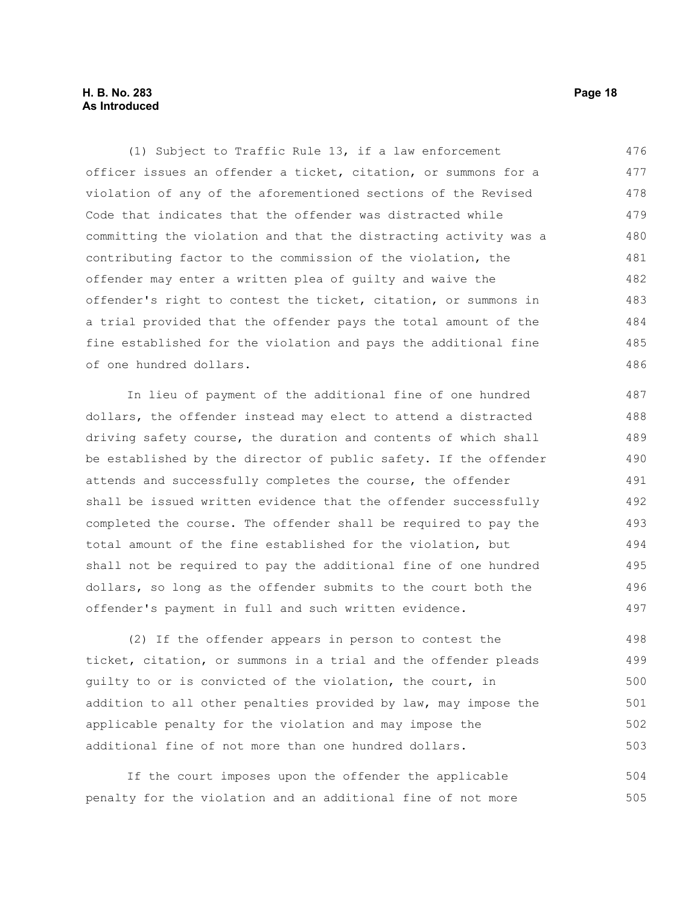(1) Subject to Traffic Rule 13, if a law enforcement officer issues an offender a ticket, citation, or summons for a violation of any of the aforementioned sections of the Revised Code that indicates that the offender was distracted while committing the violation and that the distracting activity was a contributing factor to the commission of the violation, the offender may enter a written plea of guilty and waive the offender's right to contest the ticket, citation, or summons in a trial provided that the offender pays the total amount of the fine established for the violation and pays the additional fine of one hundred dollars.

In lieu of payment of the additional fine of one hundred dollars, the offender instead may elect to attend a distracted driving safety course, the duration and contents of which shall be established by the director of public safety. If the offender attends and successfully completes the course, the offender shall be issued written evidence that the offender successfully completed the course. The offender shall be required to pay the total amount of the fine established for the violation, but shall not be required to pay the additional fine of one hundred dollars, so long as the offender submits to the court both the offender's payment in full and such written evidence.

(2) If the offender appears in person to contest the ticket, citation, or summons in a trial and the offender pleads guilty to or is convicted of the violation, the court, in addition to all other penalties provided by law, may impose the applicable penalty for the violation and may impose the additional fine of not more than one hundred dollars.

If the court imposes upon the offender the applicable penalty for the violation and an additional fine of not more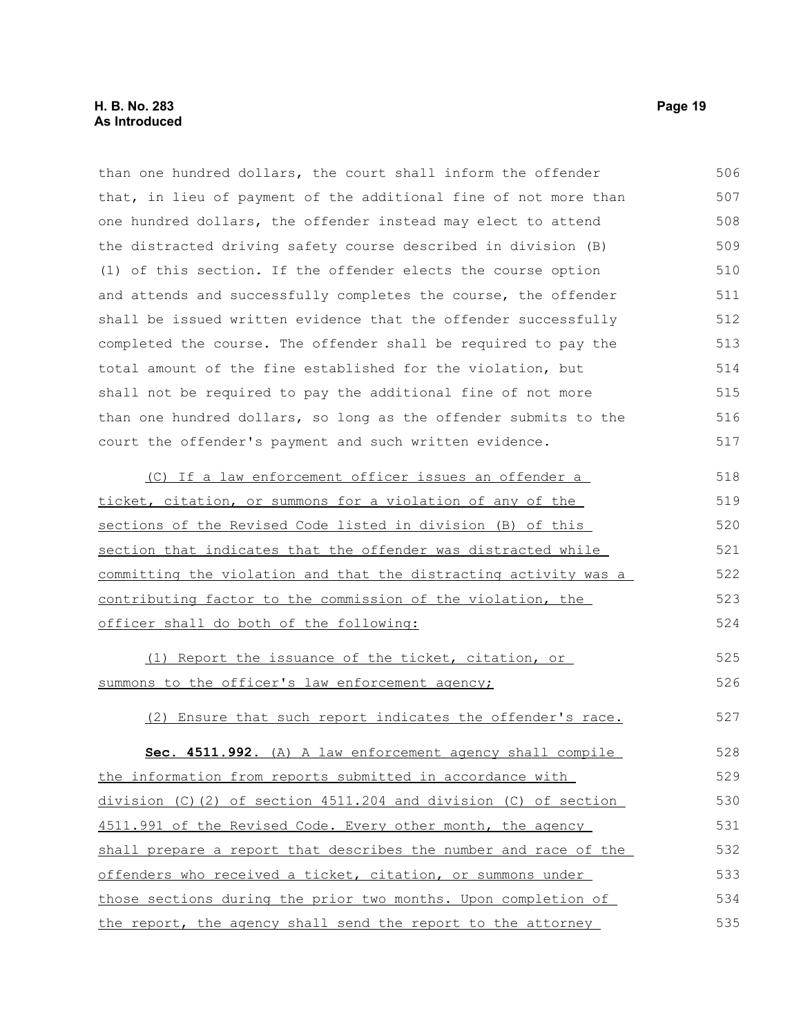than one hundred dollars, the court shall inform the offender that, in lieu of payment of the additional fine of not more than one hundred dollars, the offender instead may elect to attend the distracted driving safety course described in division (B)(1) of this section. If the offender elects the course option and attends and successfully completes the course, the offender shall be issued written evidence that the offender successfully completed the course. The offender shall be required to pay the total amount of the fine established for the violation, but shall not be required to pay the additional fine of not more than one hundred dollars, so long as the offender submits to the court the offender's payment and such written evidence.

(C) If a law enforcement officer issues an offender a ticket, citation, or summons for a violation of any of the sections of the Revised Code listed in division (B) of this section that indicates that the offender was distracted while committing the violation and that the distracting activity was a contributing factor to the commission of the violation, the officer shall do both of the following:

(1) Report the issuance of the ticket, citation, or summons to the officer's law enforcement agency;

(2) Ensure that such report indicates the offender's race.

**Sec. 4511.992.** (A) A law enforcement agency shall compile the information from reports submitted in accordance with division (C)(2) of section 4511.204 and division (C) of section 4511.991 of the Revised Code. Every other month, the agency shall prepare a report that describes the number and race of the offenders who received a ticket, citation, or summons under those sections during the prior two months. Upon completion of the report, the agency shall send the report to the attorney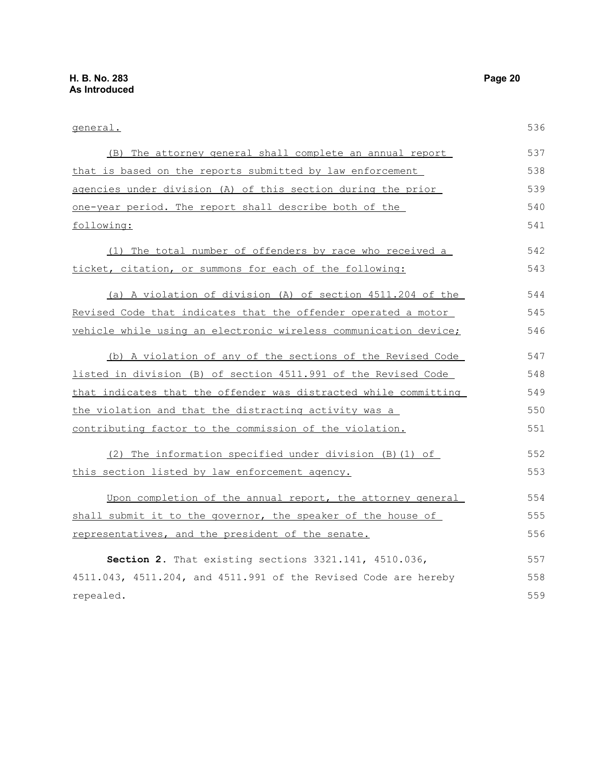general.

(B) The attorney general shall complete an annual report that is based on the reports submitted by law enforcement agencies under division (A) of this section during the prior one-year period. The report shall describe both of the following:

(1) The total number of offenders by race who received a ticket, citation, or summons for each of the following:

(a) A violation of division (A) of section 4511.204 of the Revised Code that indicates that the offender operated a motor vehicle while using an electronic wireless communication device;

(b) A violation of any of the sections of the Revised Code listed in division (B) of section 4511.991 of the Revised Code that indicates that the offender was distracted while committing the violation and that the distracting activity was a contributing factor to the commission of the violation.

(2) The information specified under division (B)(1) of this section listed by law enforcement agency.

Upon completion of the annual report, the attorney general shall submit it to the governor, the speaker of the house of representatives, and the president of the senate.

**Section 2.** That existing sections 3321.141, 4510.036, 4511.043, 4511.204, and 4511.991 of the Revised Code are hereby repealed.